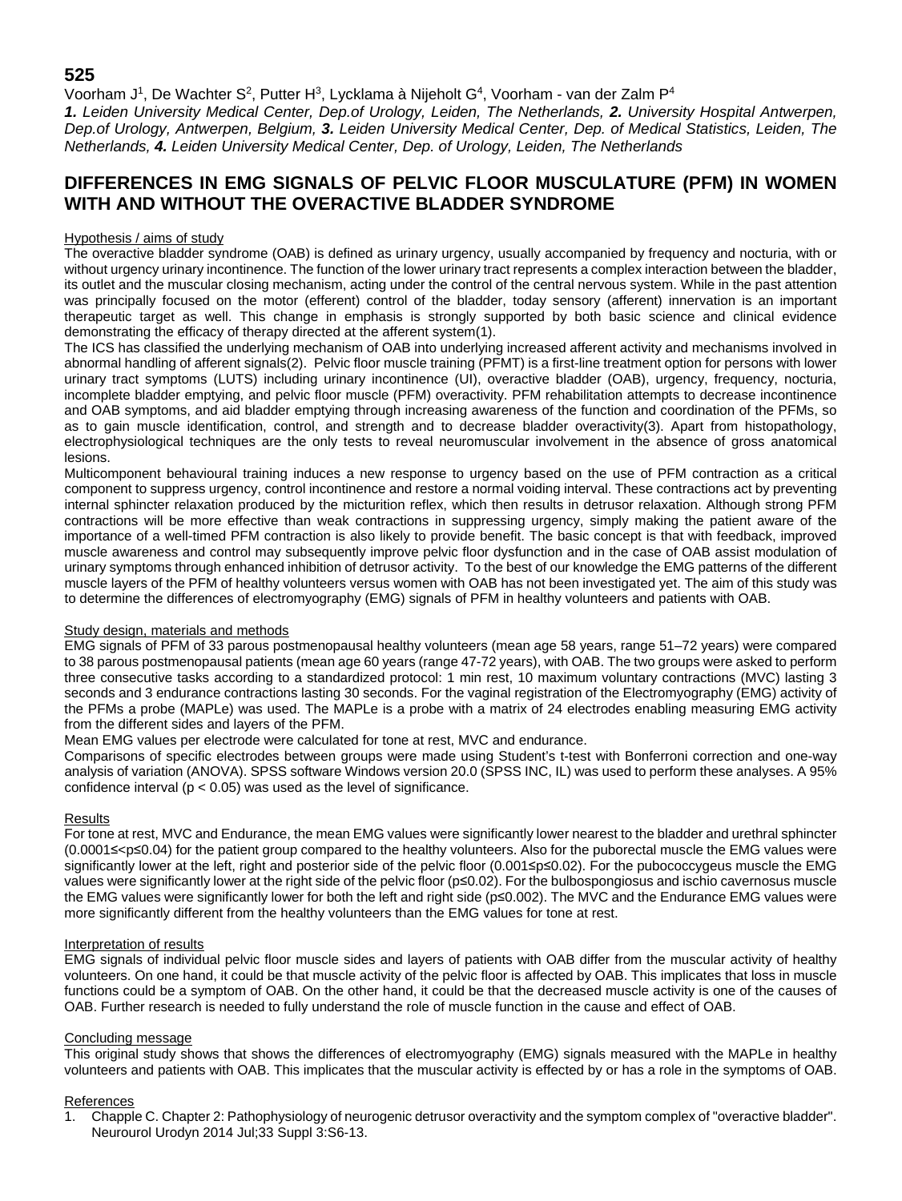**525**

Voorham J[1], De Wachter S[2], Putter H[3], Lycklama à Nijeholt G[4], Voorham - van der Zalm P[4]

***1.** Leiden University Medical Center, Dep.of Urology, Leiden, The Netherlands, **2.** University Hospital Antwerpen, Dep.of Urology, Antwerpen, Belgium, **3.** Leiden University Medical Center, Dep. of Medical Statistics, Leiden, The Netherlands, **4.** Leiden University Medical Center, Dep. of Urology, Leiden, The Netherlands*

# DIFFERENCES IN EMG SIGNALS OF PELVIC FLOOR MUSCULATURE (PFM) IN WOMEN WITH AND WITHOUT THE OVERACTIVE BLADDER SYNDROME

## Hypothesis / aims of study

The overactive bladder syndrome (OAB) is defined as urinary urgency, usually accompanied by frequency and nocturia, with or without urgency urinary incontinence. The function of the lower urinary tract represents a complex interaction between the bladder, its outlet and the muscular closing mechanism, acting under the control of the central nervous system. While in the past attention was principally focused on the motor (efferent) control of the bladder, today sensory (afferent) innervation is an important therapeutic target as well. This change in emphasis is strongly supported by both basic science and clinical evidence demonstrating the efficacy of therapy directed at the afferent system(1).

The ICS has classified the underlying mechanism of OAB into underlying increased afferent activity and mechanisms involved in abnormal handling of afferent signals(2). Pelvic floor muscle training (PFMT) is a first-line treatment option for persons with lower urinary tract symptoms (LUTS) including urinary incontinence (UI), overactive bladder (OAB), urgency, frequency, nocturia, incomplete bladder emptying, and pelvic floor muscle (PFM) overactivity. PFM rehabilitation attempts to decrease incontinence and OAB symptoms, and aid bladder emptying through increasing awareness of the function and coordination of the PFMs, so as to gain muscle identification, control, and strength and to decrease bladder overactivity(3). Apart from histopathology, electrophysiological techniques are the only tests to reveal neuromuscular involvement in the absence of gross anatomical lesions.

Multicomponent behavioural training induces a new response to urgency based on the use of PFM contraction as a critical component to suppress urgency, control incontinence and restore a normal voiding interval. These contractions act by preventing internal sphincter relaxation produced by the micturition reflex, which then results in detrusor relaxation. Although strong PFM contractions will be more effective than weak contractions in suppressing urgency, simply making the patient aware of the importance of a well-timed PFM contraction is also likely to provide benefit. The basic concept is that with feedback, improved muscle awareness and control may subsequently improve pelvic floor dysfunction and in the case of OAB assist modulation of urinary symptoms through enhanced inhibition of detrusor activity. To the best of our knowledge the EMG patterns of the different muscle layers of the PFM of healthy volunteers versus women with OAB has not been investigated yet. The aim of this study was to determine the differences of electromyography (EMG) signals of PFM in healthy volunteers and patients with OAB.

## Study design, materials and methods

EMG signals of PFM of 33 parous postmenopausal healthy volunteers (mean age 58 years, range 51–72 years) were compared to 38 parous postmenopausal patients (mean age 60 years (range 47-72 years), with OAB. The two groups were asked to perform three consecutive tasks according to a standardized protocol: 1 min rest, 10 maximum voluntary contractions (MVC) lasting 3 seconds and 3 endurance contractions lasting 30 seconds. For the vaginal registration of the Electromyography (EMG) activity of the PFMs a probe (MAPLe) was used. The MAPLe is a probe with a matrix of 24 electrodes enabling measuring EMG activity from the different sides and layers of the PFM.

Mean EMG values per electrode were calculated for tone at rest, MVC and endurance.

Comparisons of specific electrodes between groups were made using Student's t-test with Bonferroni correction and one-way analysis of variation (ANOVA). SPSS software Windows version 20.0 (SPSS INC, IL) was used to perform these analyses. A 95% confidence interval ($p < 0.05$) was used as the level of significance.

## Results

For tone at rest, MVC and Endurance, the mean EMG values were significantly lower nearest to the bladder and urethral sphincter ($0.0001 \leq < p \leq 0.04$) for the patient group compared to the healthy volunteers. Also for the puborectal muscle the EMG values were significantly lower at the left, right and posterior side of the pelvic floor ($0.001 \leq p \leq 0.02$). For the pubococcygeus muscle the EMG values were significantly lower at the right side of the pelvic floor ($p \leq 0.02$). For the bulbospongiosus and ischio cavernosus muscle the EMG values were significantly lower for both the left and right side ($p \leq 0.002$). The MVC and the Endurance EMG values were more significantly different from the healthy volunteers than the EMG values for tone at rest.

## Interpretation of results

EMG signals of individual pelvic floor muscle sides and layers of patients with OAB differ from the muscular activity of healthy volunteers. On one hand, it could be that muscle activity of the pelvic floor is affected by OAB. This implicates that loss in muscle functions could be a symptom of OAB. On the other hand, it could be that the decreased muscle activity is one of the causes of OAB. Further research is needed to fully understand the role of muscle function in the cause and effect of OAB.

## Concluding message

This original study shows that shows the differences of electromyography (EMG) signals measured with the MAPLe in healthy volunteers and patients with OAB. This implicates that the muscular activity is effected by or has a role in the symptoms of OAB.

## References

1. Chapple C. Chapter 2: Pathophysiology of neurogenic detrusor overactivity and the symptom complex of "overactive bladder". Neurourol Urodyn 2014 Jul;33 Suppl 3:S6-13.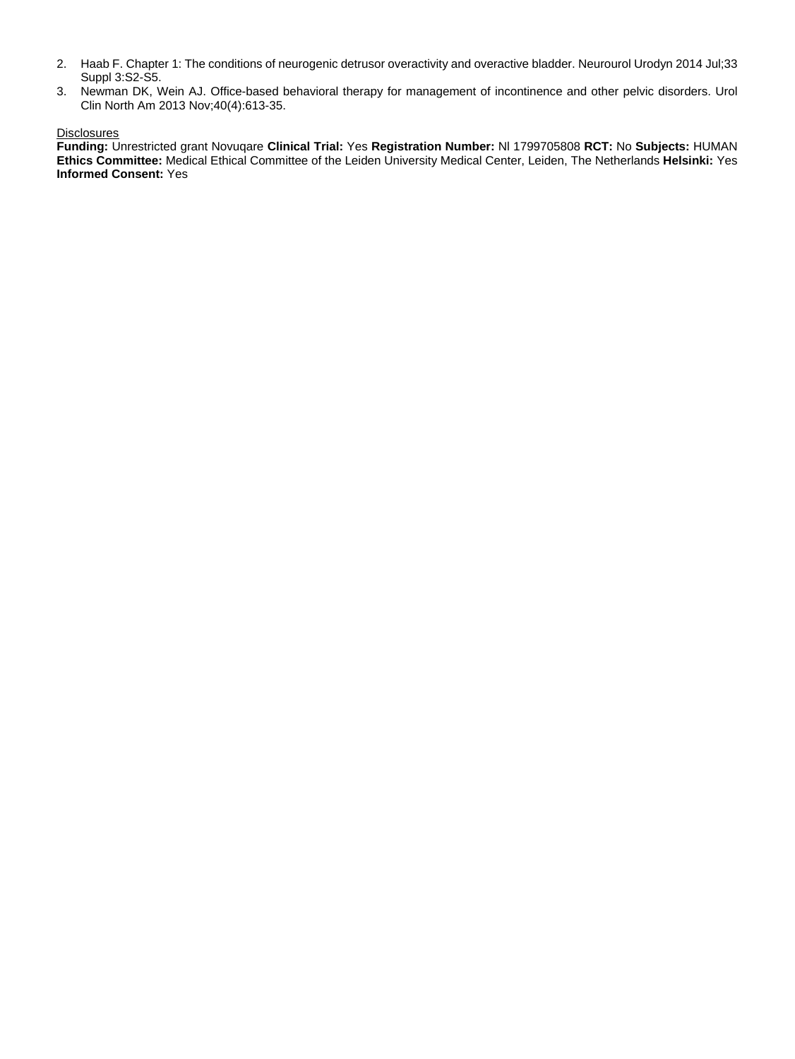2. Haab F. Chapter 1: The conditions of neurogenic detrusor overactivity and overactive bladder. Neurourol Urodyn 2014 Jul;33 Suppl 3:S2-S5.
3. Newman DK, Wein AJ. Office-based behavioral therapy for management of incontinence and other pelvic disorders. Urol Clin North Am 2013 Nov;40(4):613-35.

Disclosures

**Funding:** Unrestricted grant Novuqare **Clinical Trial:** Yes **Registration Number:** Nl 1799705808 **RCT:** No **Subjects:** HUMAN **Ethics Committee:** Medical Ethical Committee of the Leiden University Medical Center, Leiden, The Netherlands **Helsinki:** Yes **Informed Consent:** Yes